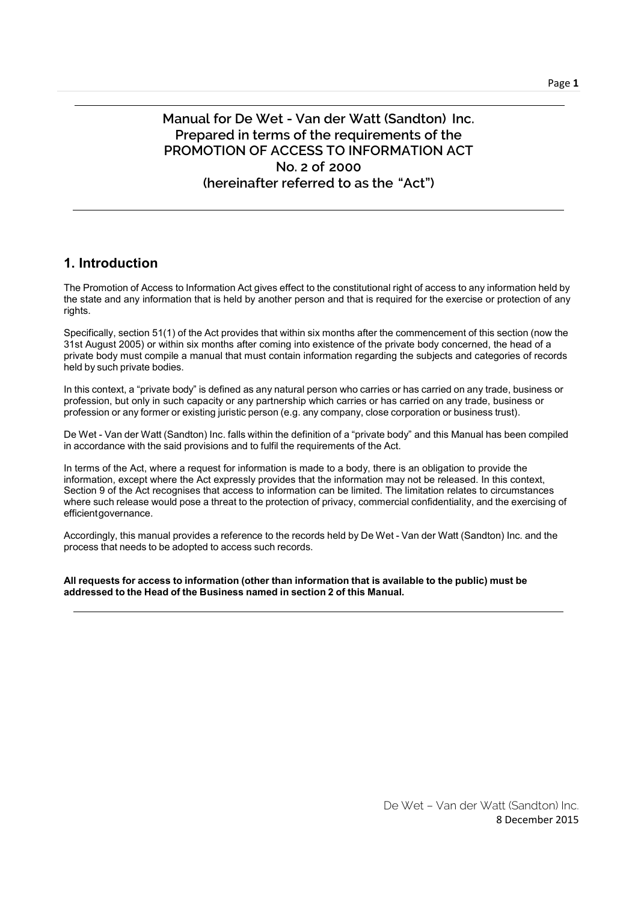# Manual for De Wet - Van der Watt (Sandton) Inc.
# Prepared in terms of the requirements of the PROMOTION OF ACCESS TO INFORMATION ACT No. 2 of 2000 (hereinafter referred to as the "Act")

## 1. Introduction

The Promotion of Access to Information Act gives effect to the constitutional right of access to any information held by the state and any information that is held by another person and that is required for the exercise or protection of any rights.

Specifically, section 51(1) of the Act provides that within six months after the commencement of this section (now the 31st August 2005) or within six months after coming into existence of the private body concerned, the head of a private body must compile a manual that must contain information regarding the subjects and categories of records held by such private bodies.

In this context, a "private body" is defined as any natural person who carries or has carried on any trade, business or profession, but only in such capacity or any partnership which carries or has carried on any trade, business or profession or any former or existing juristic person (e.g. any company, close corporation or business trust).

De Wet - Van der Watt (Sandton) Inc. falls within the definition of a "private body" and this Manual has been compiled in accordance with the said provisions and to fulfil the requirements of the Act.

In terms of the Act, where a request for information is made to a body, there is an obligation to provide the information, except where the Act expressly provides that the information may not be released. In this context, Section 9 of the Act recognises that access to information can be limited. The limitation relates to circumstances where such release would pose a threat to the protection of privacy, commercial confidentiality, and the exercising of efficient governance.

Accordingly, this manual provides a reference to the records held by De Wet - Van der Watt (Sandton) Inc. and the process that needs to be adopted to access such records.

**All requests for access to information (other than information that is available to the public) must be addressed to the Head of the Business named in section 2 of this Manual.**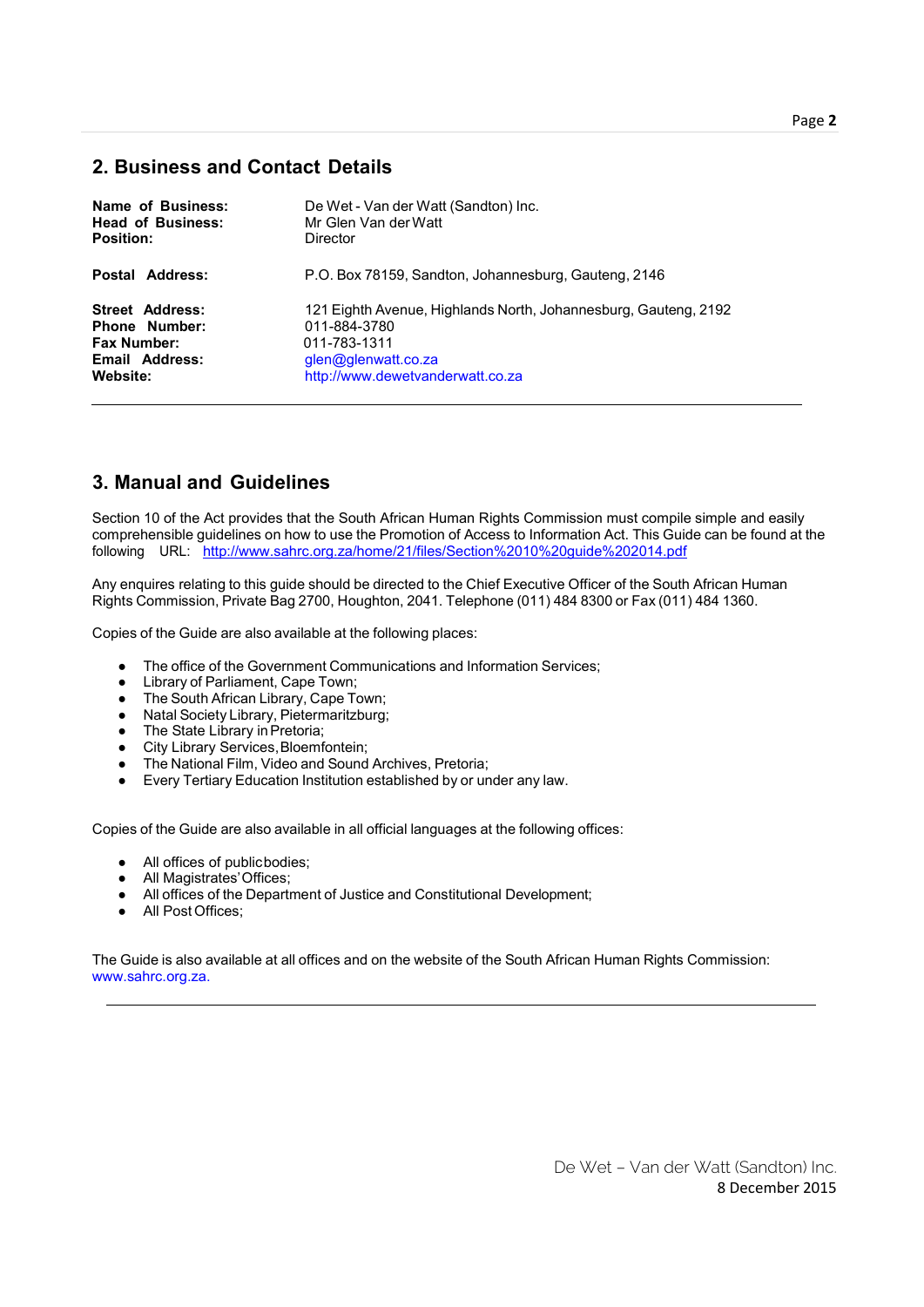## 2. Business and Contact Details

| | |
|---|---|
| **Name of Business:** | De Wet - Van der Watt (Sandton) Inc. |
| **Head of Business:** | Mr Glen Van der Watt |
| **Position:** | Director |
| **Postal Address:** | P.O. Box 78159, Sandton, Johannesburg, Gauteng, 2146 |
| **Street Address:** | 121 Eighth Avenue, Highlands North, Johannesburg, Gauteng, 2192 |
| **Phone Number:** | 011-884-3780 |
| **Fax Number:** | 011-783-1311 |
| **Email Address:** | glen@glenwatt.co.za |
| **Website:** | http://www.dewetvanderwatt.co.za |

## 3. Manual and Guidelines

Section 10 of the Act provides that the South African Human Rights Commission must compile simple and easily comprehensible guidelines on how to use the Promotion of Access to Information Act. This Guide can be found at the following URL: http://www.sahrc.org.za/home/21/files/Section%2010%20guide%202014.pdf

Any enquires relating to this guide should be directed to the Chief Executive Officer of the South African Human Rights Commission, Private Bag 2700, Houghton, 2041. Telephone (011) 484 8300 or Fax (011) 484 1360.

Copies of the Guide are also available at the following places:

- The office of the Government Communications and Information Services;
- Library of Parliament, Cape Town;
- The South African Library, Cape Town;
- Natal Society Library, Pietermaritzburg;
- The State Library in Pretoria;
- City Library Services, Bloemfontein;
- The National Film, Video and Sound Archives, Pretoria;
- Every Tertiary Education Institution established by or under any law.

Copies of the Guide are also available in all official languages at the following offices:

- All offices of public bodies;
- All Magistrates' Offices;
- All offices of the Department of Justice and Constitutional Development;
- All Post Offices;

The Guide is also available at all offices and on the website of the South African Human Rights Commission: www.sahrc.org.za.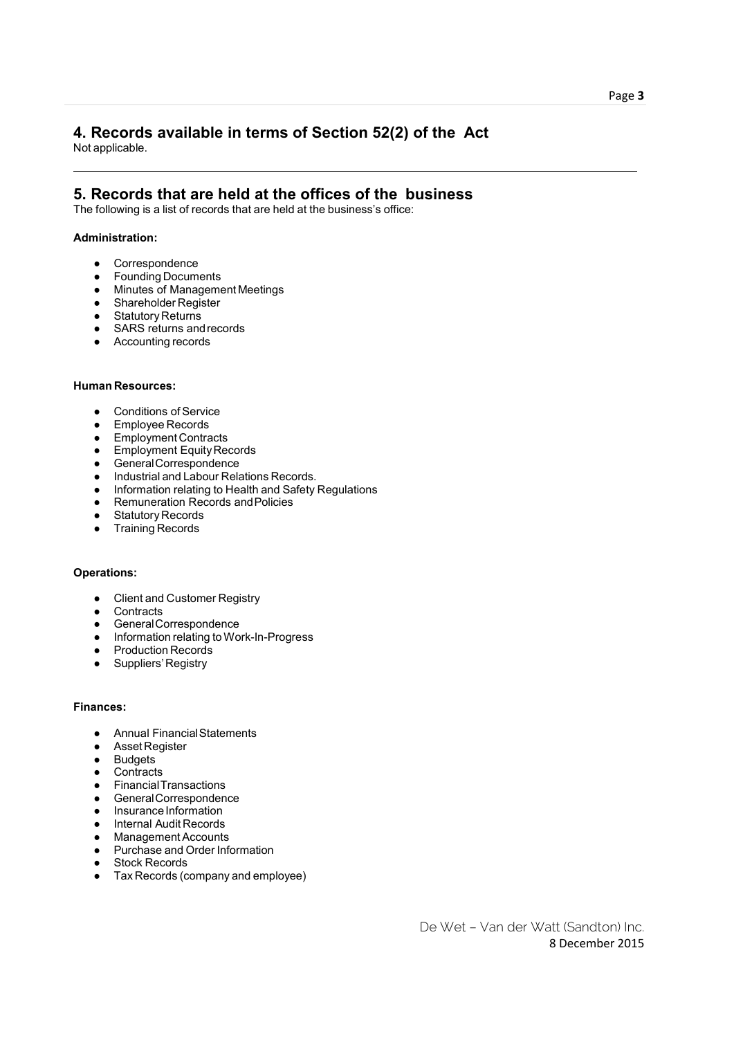## 4. Records available in terms of Section 52(2) of the Act

Not applicable.

---

## 5. Records that are held at the offices of the business

The following is a list of records that are held at the business's office:

**Administration:**

- Correspondence
- Founding Documents
- Minutes of Management Meetings
- Shareholder Register
- Statutory Returns
- SARS returns and records
- Accounting records

**Human Resources:**

- Conditions of Service
- Employee Records
- Employment Contracts
- Employment Equity Records
- General Correspondence
- Industrial and Labour Relations Records.
- Information relating to Health and Safety Regulations
- Remuneration Records and Policies
- Statutory Records
- Training Records

**Operations:**

- Client and Customer Registry
- Contracts
- General Correspondence
- Information relating to Work-In-Progress
- Production Records
- Suppliers' Registry

**Finances:**

- Annual Financial Statements
- Asset Register
- Budgets
- Contracts
- Financial Transactions
- General Correspondence
- Insurance Information
- Internal Audit Records
- Management Accounts
- Purchase and Order Information
- Stock Records
- Tax Records (company and employee)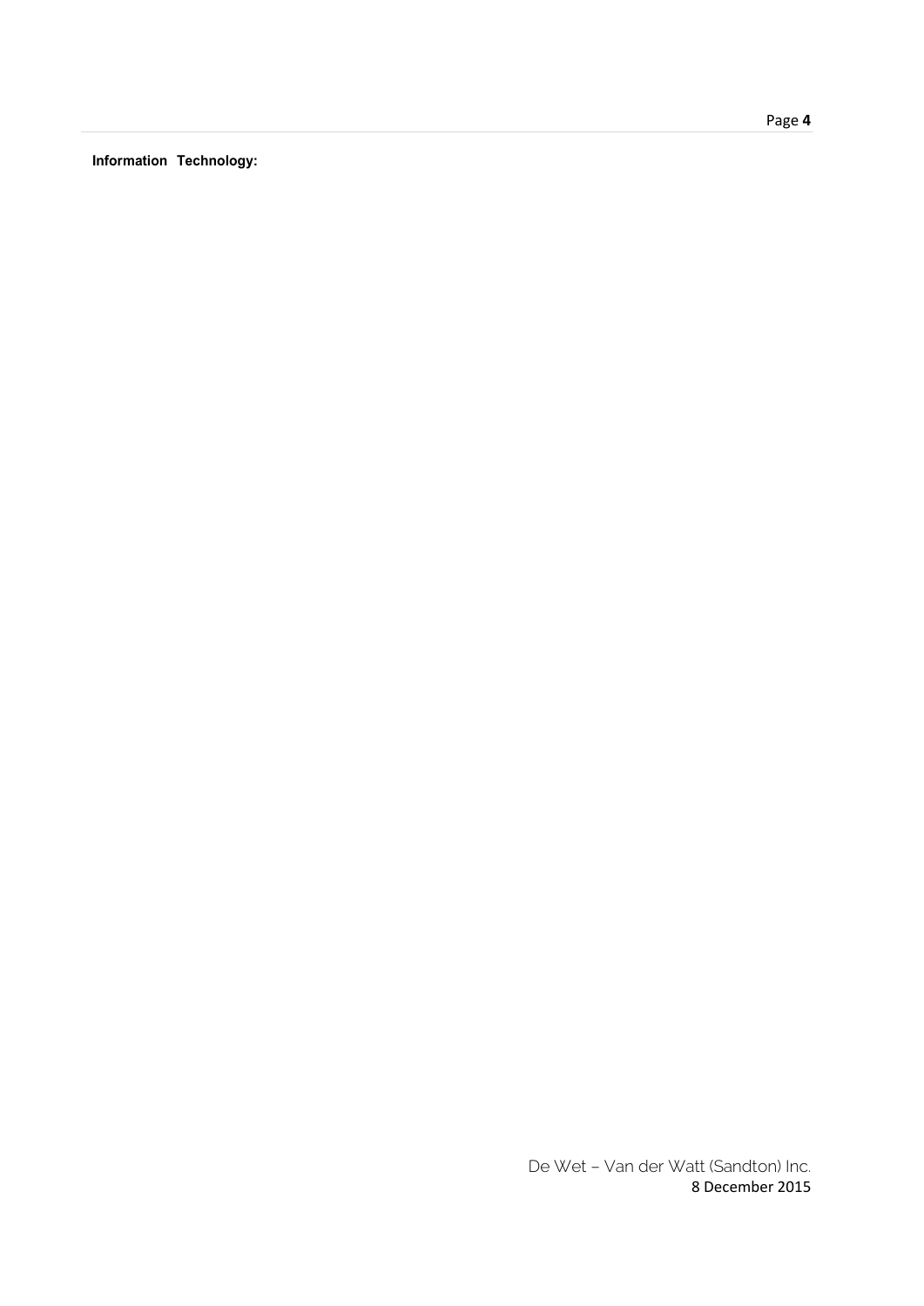**Information Technology:**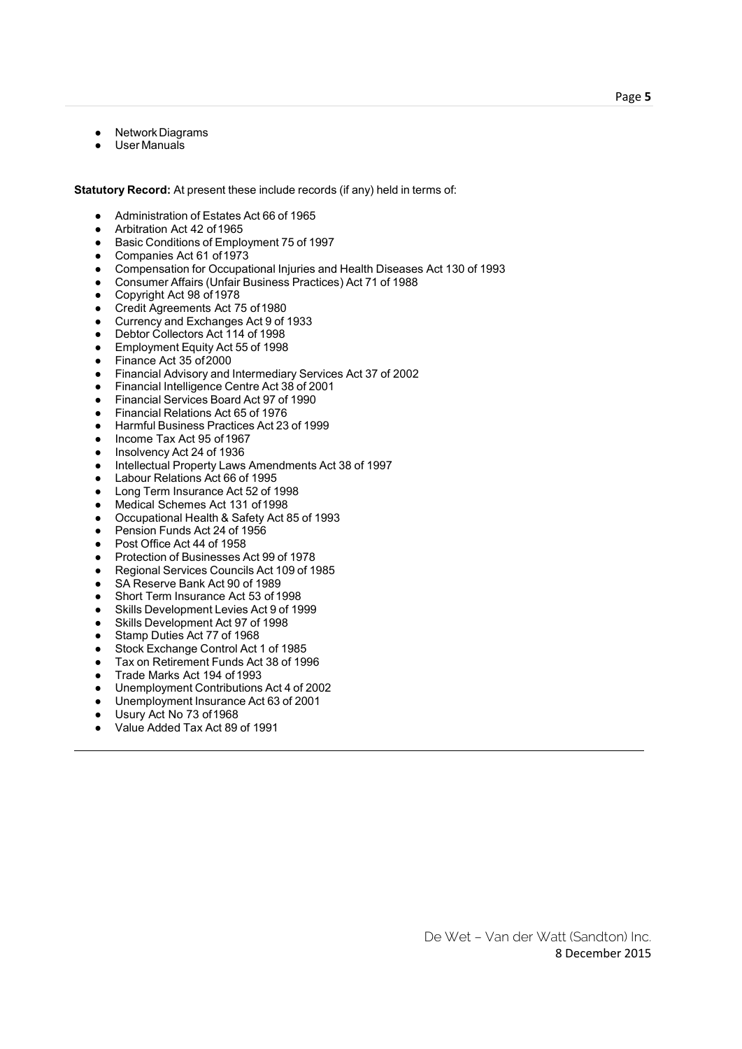- Network Diagrams
- User Manuals

**Statutory Record:** At present these include records (if any) held in terms of:

- Administration of Estates Act 66 of 1965
- Arbitration Act 42 of 1965
- Basic Conditions of Employment 75 of 1997
- Companies Act 61 of 1973
- Compensation for Occupational Injuries and Health Diseases Act 130 of 1993
- Consumer Affairs (Unfair Business Practices) Act 71 of 1988
- Copyright Act 98 of 1978
- Credit Agreements Act 75 of 1980
- Currency and Exchanges Act 9 of 1933
- Debtor Collectors Act 114 of 1998
- Employment Equity Act 55 of 1998
- Finance Act 35 of 2000
- Financial Advisory and Intermediary Services Act 37 of 2002
- Financial Intelligence Centre Act 38 of 2001
- Financial Services Board Act 97 of 1990
- Financial Relations Act 65 of 1976
- Harmful Business Practices Act 23 of 1999
- Income Tax Act 95 of 1967
- Insolvency Act 24 of 1936
- Intellectual Property Laws Amendments Act 38 of 1997
- Labour Relations Act 66 of 1995
- Long Term Insurance Act 52 of 1998
- Medical Schemes Act 131 of 1998
- Occupational Health & Safety Act 85 of 1993
- Pension Funds Act 24 of 1956
- Post Office Act 44 of 1958
- Protection of Businesses Act 99 of 1978
- Regional Services Councils Act 109 of 1985
- SA Reserve Bank Act 90 of 1989
- Short Term Insurance Act 53 of 1998
- Skills Development Levies Act 9 of 1999
- Skills Development Act 97 of 1998
- Stamp Duties Act 77 of 1968
- Stock Exchange Control Act 1 of 1985
- Tax on Retirement Funds Act 38 of 1996
- Trade Marks Act 194 of 1993
- Unemployment Contributions Act 4 of 2002
- Unemployment Insurance Act 63 of 2001
- Usury Act No 73 of 1968
- Value Added Tax Act 89 of 1991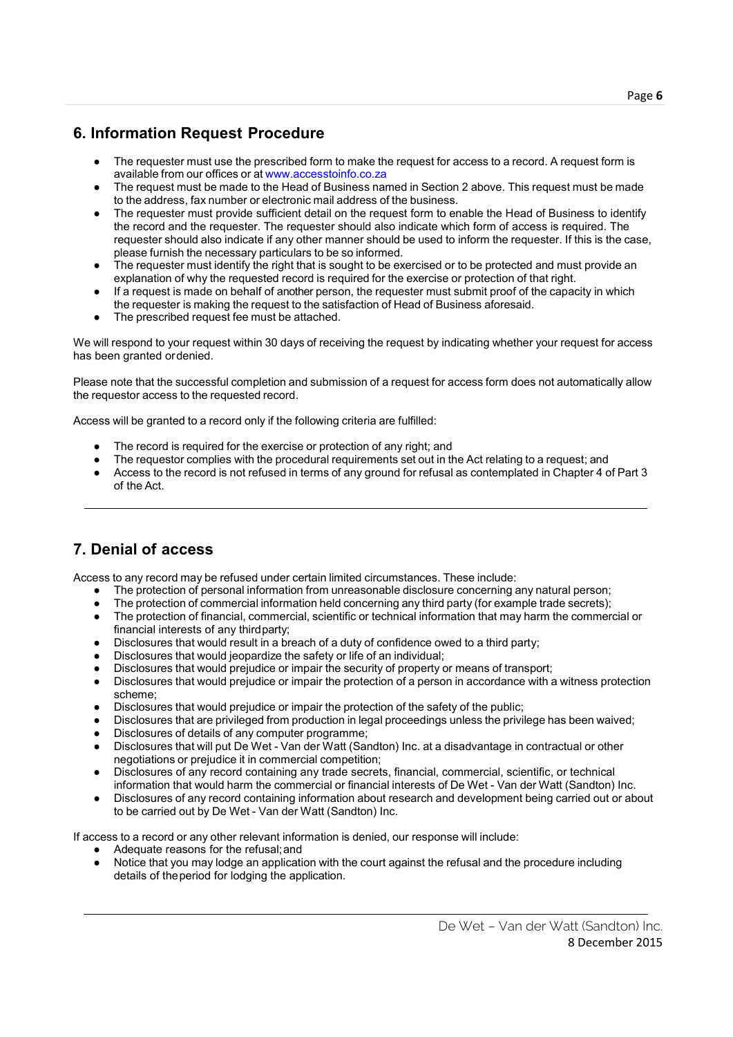## 6. Information Request Procedure

- The requester must use the prescribed form to make the request for access to a record. A request form is available from our offices or at www.accesstoinfo.co.za
- The request must be made to the Head of Business named in Section 2 above. This request must be made to the address, fax number or electronic mail address of the business.
- The requester must provide sufficient detail on the request form to enable the Head of Business to identify the record and the requester. The requester should also indicate which form of access is required. The requester should also indicate if any other manner should be used to inform the requester. If this is the case, please furnish the necessary particulars to be so informed.
- The requester must identify the right that is sought to be exercised or to be protected and must provide an explanation of why the requested record is required for the exercise or protection of that right.
- If a request is made on behalf of another person, the requester must submit proof of the capacity in which the requester is making the request to the satisfaction of Head of Business aforesaid.
- The prescribed request fee must be attached.

We will respond to your request within 30 days of receiving the request by indicating whether your request for access has been granted or denied.

Please note that the successful completion and submission of a request for access form does not automatically allow the requestor access to the requested record.

Access will be granted to a record only if the following criteria are fulfilled:

- The record is required for the exercise or protection of any right; and
- The requestor complies with the procedural requirements set out in the Act relating to a request; and
- Access to the record is not refused in terms of any ground for refusal as contemplated in Chapter 4 of Part 3 of the Act.

---

## 7. Denial of access

Access to any record may be refused under certain limited circumstances. These include:

- The protection of personal information from unreasonable disclosure concerning any natural person;
- The protection of commercial information held concerning any third party (for example trade secrets);
- The protection of financial, commercial, scientific or technical information that may harm the commercial or financial interests of any third party;
- Disclosures that would result in a breach of a duty of confidence owed to a third party;
- Disclosures that would jeopardize the safety or life of an individual;
- Disclosures that would prejudice or impair the security of property or means of transport;
- Disclosures that would prejudice or impair the protection of a person in accordance with a witness protection scheme;
- Disclosures that would prejudice or impair the protection of the safety of the public;
- Disclosures that are privileged from production in legal proceedings unless the privilege has been waived;
- Disclosures of details of any computer programme;
- Disclosures that will put De Wet - Van der Watt (Sandton) Inc. at a disadvantage in contractual or other negotiations or prejudice it in commercial competition;
- Disclosures of any record containing any trade secrets, financial, commercial, scientific, or technical information that would harm the commercial or financial interests of De Wet - Van der Watt (Sandton) Inc.
- Disclosures of any record containing information about research and development being carried out or about to be carried out by De Wet - Van der Watt (Sandton) Inc.

If access to a record or any other relevant information is denied, our response will include:

- Adequate reasons for the refusal; and
- Notice that you may lodge an application with the court against the refusal and the procedure including details of the period for lodging the application.

---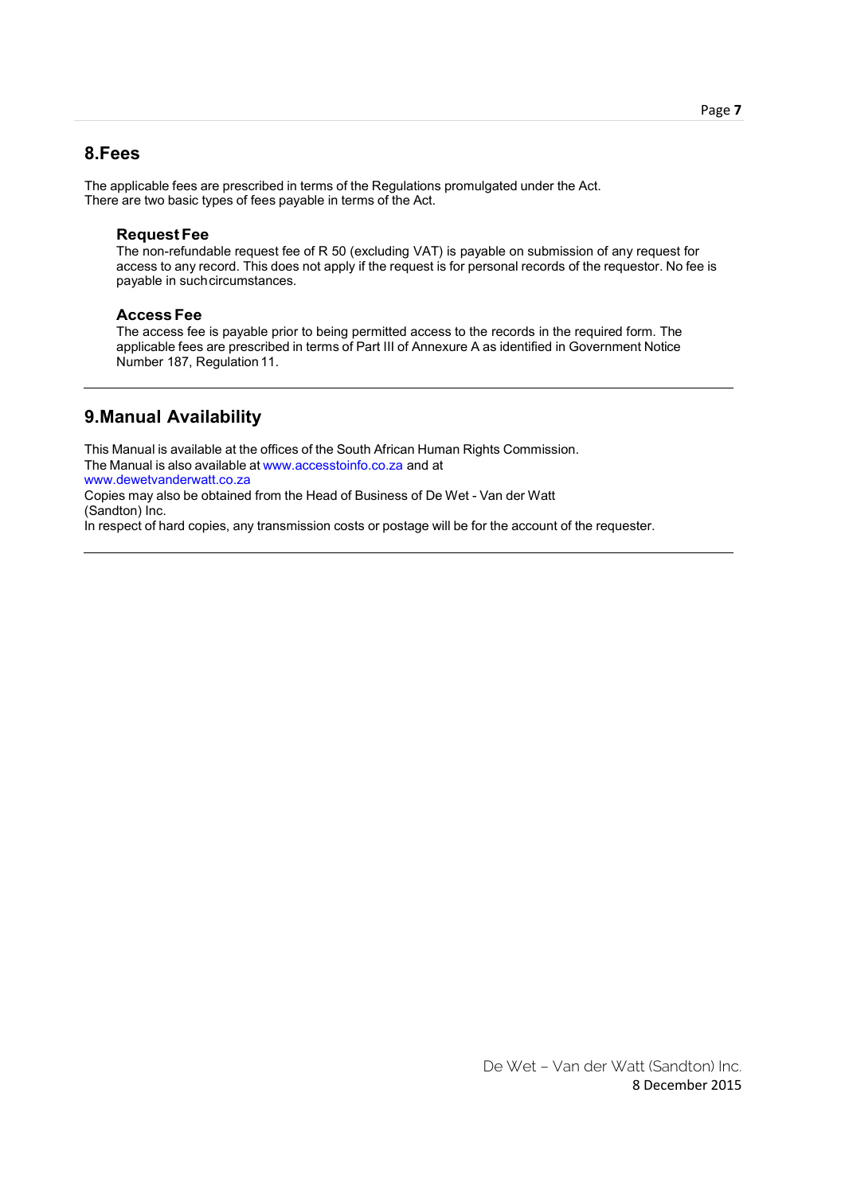## 8.Fees

The applicable fees are prescribed in terms of the Regulations promulgated under the Act.
There are two basic types of fees payable in terms of the Act.

### Request Fee

The non-refundable request fee of R 50 (excluding VAT) is payable on submission of any request for access to any record. This does not apply if the request is for personal records of the requestor. No fee is payable in such circumstances.

### Access Fee

The access fee is payable prior to being permitted access to the records in the required form. The applicable fees are prescribed in terms of Part III of Annexure A as identified in Government Notice Number 187, Regulation 11.

---

## 9.Manual Availability

This Manual is available at the offices of the South African Human Rights Commission.
The Manual is also available at www.accesstoinfo.co.za and at
www.dewetvanderwatt.co.za
Copies may also be obtained from the Head of Business of De Wet - Van der Watt (Sandton) Inc.
In respect of hard copies, any transmission costs or postage will be for the account of the requester.

---